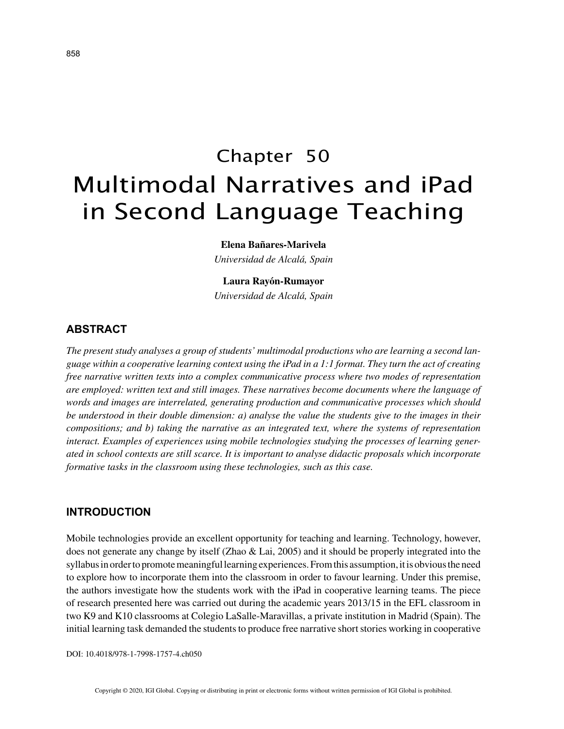# Chapter 50
# Multimodal Narratives and iPad in Second Language Teaching

**Elena Bañares-Marivela**
*Universidad de Alcalá, Spain*

**Laura Rayón-Rumayor**
*Universidad de Alcalá, Spain*

## ABSTRACT

*The present study analyses a group of students' multimodal productions who are learning a second language within a cooperative learning context using the iPad in a 1:1 format. They turn the act of creating free narrative written texts into a complex communicative process where two modes of representation are employed: written text and still images. These narratives become documents where the language of words and images are interrelated, generating production and communicative processes which should be understood in their double dimension: a) analyse the value the students give to the images in their compositions; and b) taking the narrative as an integrated text, where the systems of representation interact. Examples of experiences using mobile technologies studying the processes of learning generated in school contexts are still scarce. It is important to analyse didactic proposals which incorporate formative tasks in the classroom using these technologies, such as this case.*

## INTRODUCTION

Mobile technologies provide an excellent opportunity for teaching and learning. Technology, however, does not generate any change by itself (Zhao & Lai, 2005) and it should be properly integrated into the syllabus in order to promote meaningful learning experiences. From this assumption, it is obvious the need to explore how to incorporate them into the classroom in order to favour learning. Under this premise, the authors investigate how the students work with the iPad in cooperative learning teams. The piece of research presented here was carried out during the academic years 2013/15 in the EFL classroom in two K9 and K10 classrooms at Colegio LaSalle-Maravillas, a private institution in Madrid (Spain). The initial learning task demanded the students to produce free narrative short stories working in cooperative

DOI: 10.4018/978-1-7998-1757-4.ch050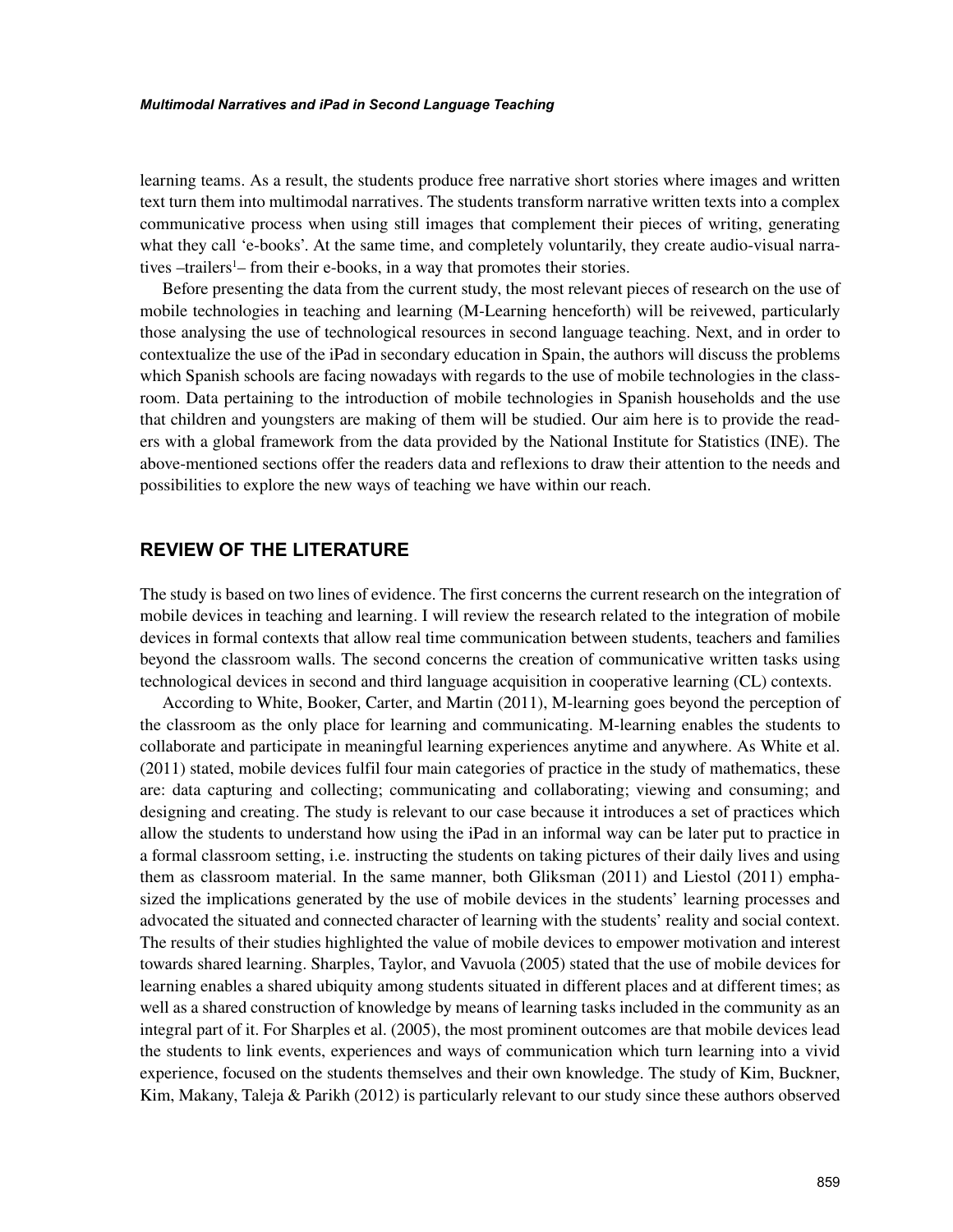learning teams. As a result, the students produce free narrative short stories where images and written text turn them into multimodal narratives. The students transform narrative written texts into a complex communicative process when using still images that complement their pieces of writing, generating what they call 'e-books'. At the same time, and completely voluntarily, they create audio-visual narratives –trailers[1]– from their e-books, in a way that promotes their stories.

Before presenting the data from the current study, the most relevant pieces of research on the use of mobile technologies in teaching and learning (M-Learning henceforth) will be reivewed, particularly those analysing the use of technological resources in second language teaching. Next, and in order to contextualize the use of the iPad in secondary education in Spain, the authors will discuss the problems which Spanish schools are facing nowadays with regards to the use of mobile technologies in the classroom. Data pertaining to the introduction of mobile technologies in Spanish households and the use that children and youngsters are making of them will be studied. Our aim here is to provide the readers with a global framework from the data provided by the National Institute for Statistics (INE). The above-mentioned sections offer the readers data and reflexions to draw their attention to the needs and possibilities to explore the new ways of teaching we have within our reach.

## REVIEW OF THE LITERATURE

The study is based on two lines of evidence. The first concerns the current research on the integration of mobile devices in teaching and learning. I will review the research related to the integration of mobile devices in formal contexts that allow real time communication between students, teachers and families beyond the classroom walls. The second concerns the creation of communicative written tasks using technological devices in second and third language acquisition in cooperative learning (CL) contexts.

According to White, Booker, Carter, and Martin (2011), M-learning goes beyond the perception of the classroom as the only place for learning and communicating. M-learning enables the students to collaborate and participate in meaningful learning experiences anytime and anywhere. As White et al. (2011) stated, mobile devices fulfil four main categories of practice in the study of mathematics, these are: data capturing and collecting; communicating and collaborating; viewing and consuming; and designing and creating. The study is relevant to our case because it introduces a set of practices which allow the students to understand how using the iPad in an informal way can be later put to practice in a formal classroom setting, i.e. instructing the students on taking pictures of their daily lives and using them as classroom material. In the same manner, both Gliksman (2011) and Liestol (2011) emphasized the implications generated by the use of mobile devices in the students' learning processes and advocated the situated and connected character of learning with the students' reality and social context. The results of their studies highlighted the value of mobile devices to empower motivation and interest towards shared learning. Sharples, Taylor, and Vavuola (2005) stated that the use of mobile devices for learning enables a shared ubiquity among students situated in different places and at different times; as well as a shared construction of knowledge by means of learning tasks included in the community as an integral part of it. For Sharples et al. (2005), the most prominent outcomes are that mobile devices lead the students to link events, experiences and ways of communication which turn learning into a vivid experience, focused on the students themselves and their own knowledge. The study of Kim, Buckner, Kim, Makany, Taleja & Parikh (2012) is particularly relevant to our study since these authors observed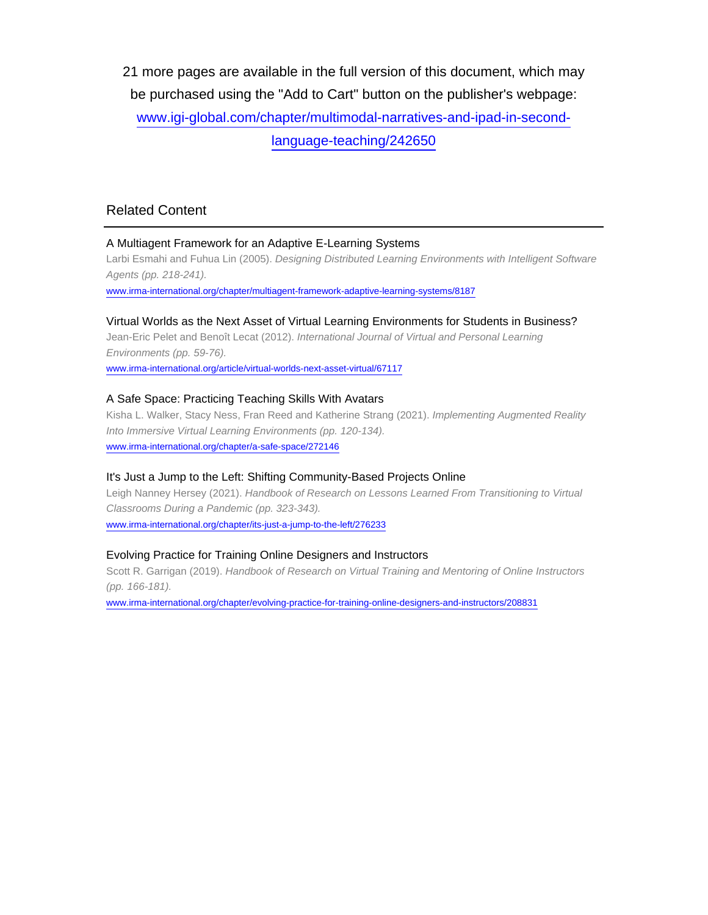21 more pages are available in the full version of this document, which may be purchased using the "Add to Cart" button on the publisher's webpage: [www.igi-global.com/chapter/multimodal-narratives-and-ipad-in-second-language-teaching/242650](www.igi-global.com/chapter/multimodal-narratives-and-ipad-in-second-language-teaching/242650)

## Related Content

A Multiagent Framework for an Adaptive E-Learning Systems
Larbi Esmahi and Fuhua Lin (2005). *Designing Distributed Learning Environments with Intelligent Software Agents (pp. 218-241).*
[www.irma-international.org/chapter/multiagent-framework-adaptive-learning-systems/8187](www.irma-international.org/chapter/multiagent-framework-adaptive-learning-systems/8187)

Virtual Worlds as the Next Asset of Virtual Learning Environments for Students in Business?
Jean-Eric Pelet and Benoît Lecat (2012). *International Journal of Virtual and Personal Learning Environments (pp. 59-76).*
[www.irma-international.org/article/virtual-worlds-next-asset-virtual/67117](www.irma-international.org/article/virtual-worlds-next-asset-virtual/67117)

A Safe Space: Practicing Teaching Skills With Avatars
Kisha L. Walker, Stacy Ness, Fran Reed and Katherine Strang (2021). *Implementing Augmented Reality Into Immersive Virtual Learning Environments (pp. 120-134).*
[www.irma-international.org/chapter/a-safe-space/272146](www.irma-international.org/chapter/a-safe-space/272146)

It's Just a Jump to the Left: Shifting Community-Based Projects Online
Leigh Nanney Hersey (2021). *Handbook of Research on Lessons Learned From Transitioning to Virtual Classrooms During a Pandemic (pp. 323-343).*
[www.irma-international.org/chapter/its-just-a-jump-to-the-left/276233](www.irma-international.org/chapter/its-just-a-jump-to-the-left/276233)

Evolving Practice for Training Online Designers and Instructors
Scott R. Garrigan (2019). *Handbook of Research on Virtual Training and Mentoring of Online Instructors (pp. 166-181).*
[www.irma-international.org/chapter/evolving-practice-for-training-online-designers-and-instructors/208831](www.irma-international.org/chapter/evolving-practice-for-training-online-designers-and-instructors/208831)